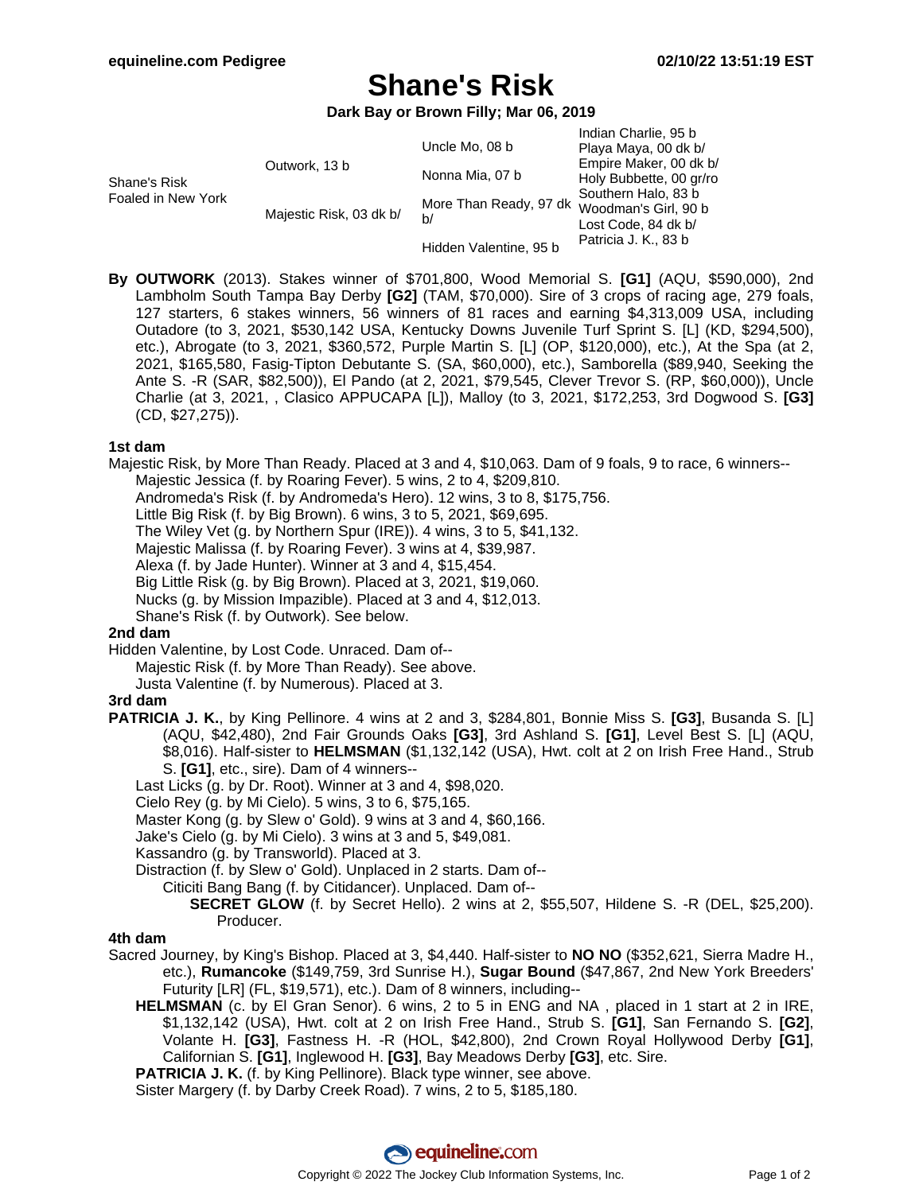# Shane's Risk

**Dark Bay or Brown Filly; Mar 06, 2019**

| | | | |
|---|---|---|---|
| Shane's Risk Foaled in New York | Outwork, 13 b | Uncle Mo, 08 b | Indian Charlie, 95 b |
| | | | Playa Maya, 00 dk b/ |
| | | Nonna Mia, 07 b | Empire Maker, 00 dk b/ |
| | | | Holy Bubbette, 00 gr/ro |
| | Majestic Risk, 03 dk b/ | More Than Ready, 97 dk b/ | Southern Halo, 83 b |
| | | | Woodman's Girl, 90 b |
| | | Hidden Valentine, 95 b | Lost Code, 84 dk b/ |
| | | | Patricia J. K., 83 b |

By **OUTWORK** (2013). Stakes winner of $701,800, Wood Memorial S. **[G1]** (AQU, $590,000), 2nd Lambholm South Tampa Bay Derby **[G2]** (TAM, $70,000). Sire of 3 crops of racing age, 279 foals, 127 starters, 6 stakes winners, 56 winners of 81 races and earning $4,313,009 USA, including Outadore (to 3, 2021, $530,142 USA, Kentucky Downs Juvenile Turf Sprint S. [L] (KD, $294,500), etc.), Abrogate (to 3, 2021, $360,572, Purple Martin S. [L] (OP, $120,000), etc.), At the Spa (at 2, 2021, $165,580, Fasig-Tipton Debutante S. (SA, $60,000), etc.), Samborella ($89,940, Seeking the Ante S. -R (SAR, $82,500)), El Pando (at 2, 2021, $79,545, Clever Trevor S. (RP, $60,000)), Uncle Charlie (at 3, 2021, , Clasico APPUCAPA [L]), Malloy (to 3, 2021, $172,253, 3rd Dogwood S. **[G3]** (CD, $27,275)).

### 1st dam

Majestic Risk, by More Than Ready. Placed at 3 and 4, $10,063. Dam of 9 foals, 9 to race, 6 winners--

- Majestic Jessica (f. by Roaring Fever). 5 wins, 2 to 4, $209,810.
- Andromeda's Risk (f. by Andromeda's Hero). 12 wins, 3 to 8, $175,756.
- Little Big Risk (f. by Big Brown). 6 wins, 3 to 5, 2021, $69,695.
- The Wiley Vet (g. by Northern Spur (IRE)). 4 wins, 3 to 5, $41,132.
- Majestic Malissa (f. by Roaring Fever). 3 wins at 4, $39,987.
- Alexa (f. by Jade Hunter). Winner at 3 and 4, $15,454.
- Big Little Risk (g. by Big Brown). Placed at 3, 2021, $19,060.
- Nucks (g. by Mission Impazible). Placed at 3 and 4, $12,013.
- Shane's Risk (f. by Outwork). See below.

### 2nd dam

Hidden Valentine, by Lost Code. Unraced. Dam of--

- Majestic Risk (f. by More Than Ready). See above.
- Justa Valentine (f. by Numerous). Placed at 3.

### 3rd dam

**PATRICIA J. K.**, by King Pellinore. 4 wins at 2 and 3, $284,801, Bonnie Miss S. **[G3]**, Busanda S. [L] (AQU, $42,480), 2nd Fair Grounds Oaks **[G3]**, 3rd Ashland S. **[G1]**, Level Best S. [L] (AQU, $8,016). Half-sister to **HELMSMAN** ($1,132,142 (USA), Hwt. colt at 2 on Irish Free Hand., Strub S. **[G1]**, etc., sire). Dam of 4 winners--

- Last Licks (g. by Dr. Root). Winner at 3 and 4, $98,020.
- Cielo Rey (g. by Mi Cielo). 5 wins, 3 to 6, $75,165.
- Master Kong (g. by Slew o' Gold). 9 wins at 3 and 4, $60,166.
- Jake's Cielo (g. by Mi Cielo). 3 wins at 3 and 5, $49,081.
- Kassandro (g. by Transworld). Placed at 3.
- Distraction (f. by Slew o' Gold). Unplaced in 2 starts. Dam of--
  - Citiciti Bang Bang (f. by Citidancer). Unplaced. Dam of--
    - **SECRET GLOW** (f. by Secret Hello). 2 wins at 2, $55,507, Hildene S. -R (DEL, $25,200). Producer.

### 4th dam

Sacred Journey, by King's Bishop. Placed at 3, $4,440. Half-sister to **NO NO** ($352,621, Sierra Madre H., etc.), **Rumancoke** ($149,759, 3rd Sunrise H.), **Sugar Bound** ($47,867, 2nd New York Breeders' Futurity [LR] (FL, $19,571), etc.). Dam of 8 winners, including--

- **HELMSMAN** (c. by El Gran Senor). 6 wins, 2 to 5 in ENG and NA , placed in 1 start at 2 in IRE, $1,132,142 (USA), Hwt. colt at 2 on Irish Free Hand., Strub S. **[G1]**, San Fernando S. **[G2]**, Volante H. **[G3]**, Fastness H. -R (HOL, $42,800), 2nd Crown Royal Hollywood Derby **[G1]**, Californian S. **[G1]**, Inglewood H. **[G3]**, Bay Meadows Derby **[G3]**, etc. Sire.
- **PATRICIA J. K.** (f. by King Pellinore). Black type winner, see above.
- Sister Margery (f. by Darby Creek Road). 7 wins, 2 to 5, $185,180.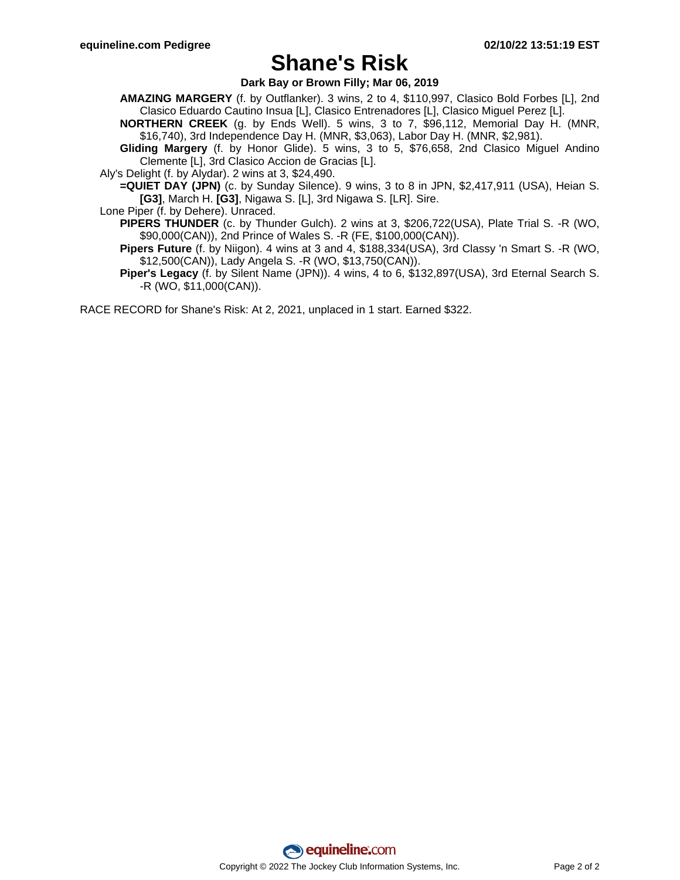# Shane's Risk

**Dark Bay or Brown Filly; Mar 06, 2019**

**AMAZING MARGERY** (f. by Outflanker). 3 wins, 2 to 4, $110,997, Clasico Bold Forbes [L], 2nd Clasico Eduardo Cautino Insua [L], Clasico Entrenadores [L], Clasico Miguel Perez [L].

**NORTHERN CREEK** (g. by Ends Well). 5 wins, 3 to 7, $96,112, Memorial Day H. (MNR, $16,740), 3rd Independence Day H. (MNR, $3,063), Labor Day H. (MNR, $2,981).

**Gliding Margery** (f. by Honor Glide). 5 wins, 3 to 5, $76,658, 2nd Clasico Miguel Andino Clemente [L], 3rd Clasico Accion de Gracias [L].

Aly's Delight (f. by Alydar). 2 wins at 3, $24,490.

**=QUIET DAY (JPN)** (c. by Sunday Silence). 9 wins, 3 to 8 in JPN, $2,417,911 (USA), Heian S. **[G3]**, March H. **[G3]**, Nigawa S. [L], 3rd Nigawa S. [LR]. Sire.

Lone Piper (f. by Dehere). Unraced.

**PIPERS THUNDER** (c. by Thunder Gulch). 2 wins at 3, $206,722(USA), Plate Trial S. -R (WO, $90,000(CAN)), 2nd Prince of Wales S. -R (FE, $100,000(CAN)).

**Pipers Future** (f. by Niigon). 4 wins at 3 and 4, $188,334(USA), 3rd Classy 'n Smart S. -R (WO, $12,500(CAN)), Lady Angela S. -R (WO, $13,750(CAN)).

**Piper's Legacy** (f. by Silent Name (JPN)). 4 wins, 4 to 6, $132,897(USA), 3rd Eternal Search S. -R (WO, $11,000(CAN)).

RACE RECORD for Shane's Risk: At 2, 2021, unplaced in 1 start. Earned $322.